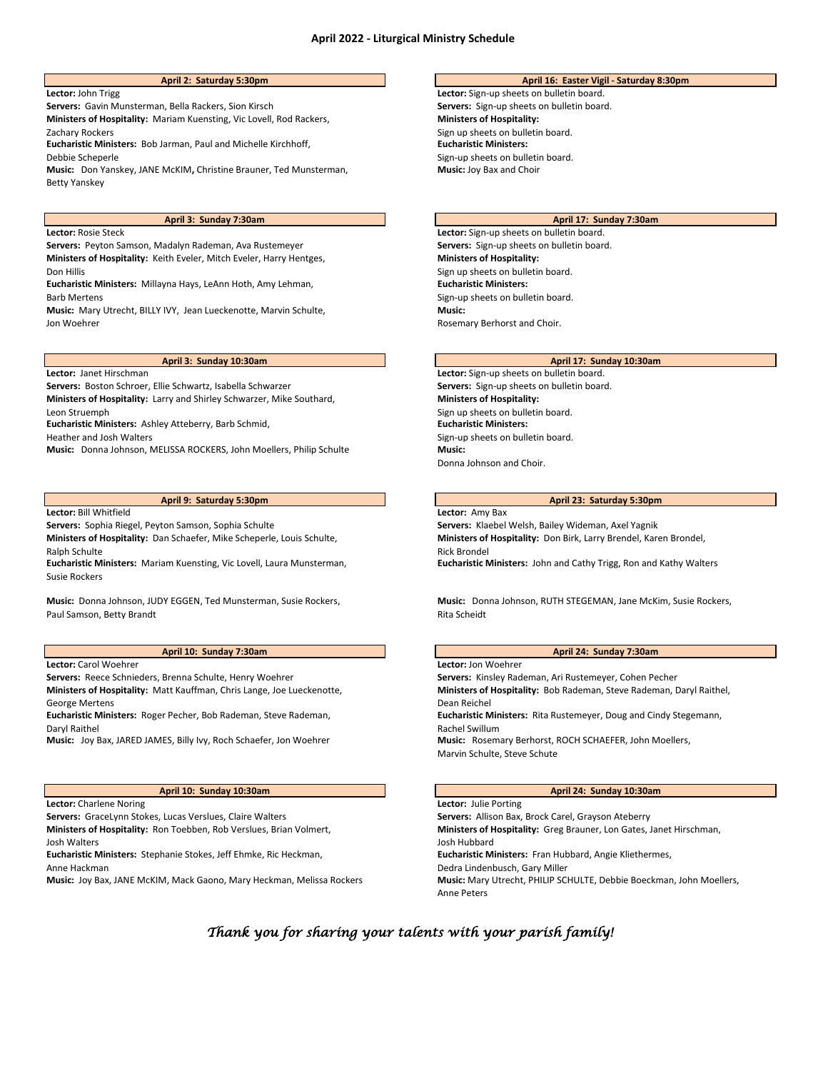# April 2022 - Liturgical Ministry Schedule

### April 2: Saturday 5:30pm

**Lector:** John Trigg
**Servers:** Gavin Munsterman, Bella Rackers, Sion Kirsch
**Ministers of Hospitality:** Mariam Kuensting, Vic Lovell, Rod Rackers, Zachary Rockers
**Eucharistic Ministers:** Bob Jarman, Paul and Michelle Kirchhoff, Debbie Scheperle
**Music:** Don Yanskey, JANE McKIM, Christine Brauner, Ted Munsterman, Betty Yanskey

### April 3: Sunday 7:30am

**Lector:** Rosie Steck
**Servers:** Peyton Samson, Madalyn Rademan, Ava Rustemeyer
**Ministers of Hospitality:** Keith Eveler, Mitch Eveler, Harry Hentges, Don Hillis
**Eucharistic Ministers:** Millayna Hays, LeAnn Hoth, Amy Lehman, Barb Mertens
**Music:** Mary Utrecht, BILLY IVY, Jean Lueckenotte, Marvin Schulte, Jon Woehrer

### April 3: Sunday 10:30am

**Lector:** Janet Hirschman
**Servers:** Boston Schroer, Ellie Schwartz, Isabella Schwarzer
**Ministers of Hospitality:** Larry and Shirley Schwarzer, Mike Southard, Leon Struemph
**Eucharistic Ministers:** Ashley Atteberry, Barb Schmid, Heather and Josh Walters
**Music:** Donna Johnson, MELISSA ROCKERS, John Moellers, Philip Schulte

### April 9: Saturday 5:30pm

**Lector:** Bill Whitfield
**Servers:** Sophia Riegel, Peyton Samson, Sophia Schulte
**Ministers of Hospitality:** Dan Schaefer, Mike Scheperle, Louis Schulte, Ralph Schulte
**Eucharistic Ministers:** Mariam Kuensting, Vic Lovell, Laura Munsterman, Susie Rockers

**Music:** Donna Johnson, JUDY EGGEN, Ted Munsterman, Susie Rockers, Paul Samson, Betty Brandt

### April 10: Sunday 7:30am

**Lector:** Carol Woehrer
**Servers:** Reece Schnieders, Brenna Schulte, Henry Woehrer
**Ministers of Hospitality:** Matt Kauffman, Chris Lange, Joe Lueckenotte, George Mertens
**Eucharistic Ministers:** Roger Pecher, Bob Rademan, Steve Rademan, Daryl Raithel
**Music:** Joy Bax, JARED JAMES, Billy Ivy, Roch Schaefer, Jon Woehrer

### April 10: Sunday 10:30am

**Lector:** Charlene Noring
**Servers:** GraceLynn Stokes, Lucas Verslues, Claire Walters
**Ministers of Hospitality:** Ron Toebben, Rob Verslues, Brian Volmert, Josh Walters
**Eucharistic Ministers:** Stephanie Stokes, Jeff Ehmke, Ric Heckman, Anne Hackman
**Music:** Joy Bax, JANE McKIM, Mack Gaono, Mary Heckman, Melissa Rockers

### April 16: Easter Vigil - Saturday 8:30pm

**Lector:** Sign-up sheets on bulletin board.
**Servers:** Sign-up sheets on bulletin board.
**Ministers of Hospitality:**
Sign up sheets on bulletin board.
**Eucharistic Ministers:**
Sign-up sheets on bulletin board.
**Music:** Joy Bax and Choir

### April 17: Sunday 7:30am

**Lector:** Sign-up sheets on bulletin board.
**Servers:** Sign-up sheets on bulletin board.
**Ministers of Hospitality:**
Sign up sheets on bulletin board.
**Eucharistic Ministers:**
Sign-up sheets on bulletin board.
**Music:**
Rosemary Berhorst and Choir.

### April 17: Sunday 10:30am

**Lector:** Sign-up sheets on bulletin board.
**Servers:** Sign-up sheets on bulletin board.
**Ministers of Hospitality:**
Sign up sheets on bulletin board.
**Eucharistic Ministers:**
Sign-up sheets on bulletin board.
**Music:**
Donna Johnson and Choir.

### April 23: Saturday 5:30pm

**Lector:** Amy Bax
**Servers:** Klaebel Welsh, Bailey Wideman, Axel Yagnik
**Ministers of Hospitality:** Don Birk, Larry Brendel, Karen Brondel, Rick Brondel
**Eucharistic Ministers:** John and Cathy Trigg, Ron and Kathy Walters

**Music:** Donna Johnson, RUTH STEGEMAN, Jane McKim, Susie Rockers, Rita Scheidt

### April 24: Sunday 7:30am

**Lector:** Jon Woehrer
**Servers:** Kinsley Rademan, Ari Rustemeyer, Cohen Pecher
**Ministers of Hospitality:** Bob Rademan, Steve Rademan, Daryl Raithel, Dean Reichel
**Eucharistic Ministers:** Rita Rustemeyer, Doug and Cindy Stegemann, Rachel Swillum
**Music:** Rosemary Berhorst, ROCH SCHAEFER, John Moellers, Marvin Schulte, Steve Schute

### April 24: Sunday 10:30am

**Lector:** Julie Porting
**Servers:** Allison Bax, Brock Carel, Grayson Ateberry
**Ministers of Hospitality:** Greg Brauner, Lon Gates, Janet Hirschman, Josh Hubbard
**Eucharistic Ministers:** Fran Hubbard, Angie Kliethermes, Dedra Lindenbusch, Gary Miller
**Music:** Mary Utrecht, PHILIP SCHULTE, Debbie Boeckman, John Moellers, Anne Peters

*Thank you for sharing your talents with your parish family!*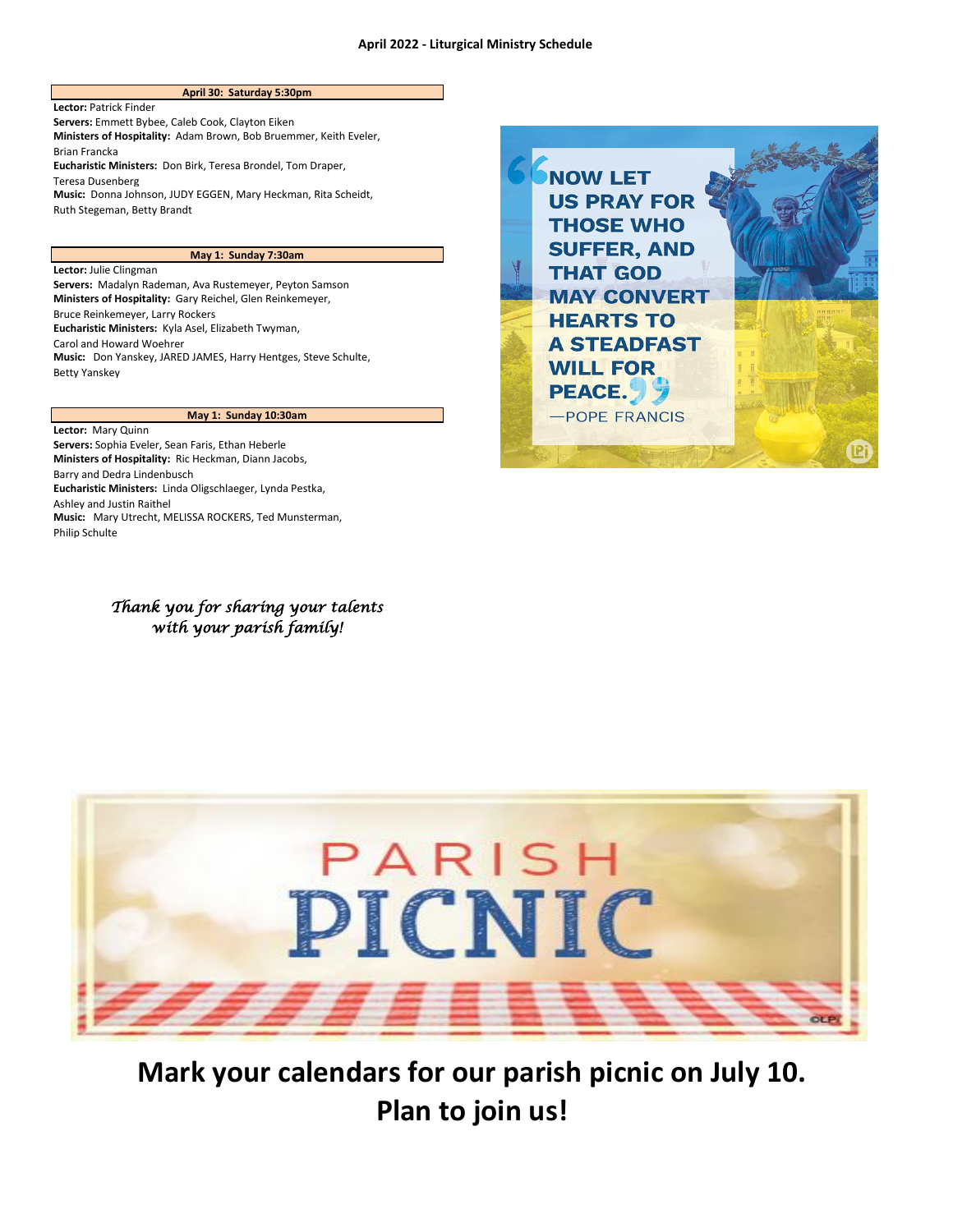## April 2022 - Liturgical Ministry Schedule

**April 30: Saturday 5:30pm**

**Lector:** Patrick Finder
**Servers:** Emmett Bybee, Caleb Cook, Clayton Eiken
**Ministers of Hospitality:** Adam Brown, Bob Bruemmer, Keith Eveler, Brian Francka
**Eucharistic Ministers:** Don Birk, Teresa Brondel, Tom Draper, Teresa Dusenberg
**Music:** Donna Johnson, JUDY EGGEN, Mary Heckman, Rita Scheidt, Ruth Stegeman, Betty Brandt

**May 1: Sunday 7:30am**

**Lector:** Julie Clingman
**Servers:** Madalyn Rademan, Ava Rustemeyer, Peyton Samson
**Ministers of Hospitality:** Gary Reichel, Glen Reinkemeyer, Bruce Reinkemeyer, Larry Rockers
**Eucharistic Ministers:** Kyla Asel, Elizabeth Twyman, Carol and Howard Woehrer
**Music:** Don Yanskey, JARED JAMES, Harry Hentges, Steve Schulte, Betty Yanskey

**May 1: Sunday 10:30am**

**Lector:** Mary Quinn
**Servers:** Sophia Eveler, Sean Faris, Ethan Heberle
**Ministers of Hospitality:** Ric Heckman, Diann Jacobs, Barry and Dedra Lindenbusch
**Eucharistic Ministers:** Linda Oligschlaeger, Lynda Pestka, Ashley and Justin Raithel
**Music:** Mary Utrecht, MELISSA ROCKERS, Ted Munsterman, Philip Schulte

*Thank you for sharing your talents with your parish family!*

"NOW LET US PRAY FOR THOSE WHO SUFFER, AND THAT GOD MAY CONVERT HEARTS TO A STEADFAST WILL FOR PEACE."
—POPE FRANCIS

PARISH PICNIC

**Mark your calendars for our parish picnic on July 10. Plan to join us!**